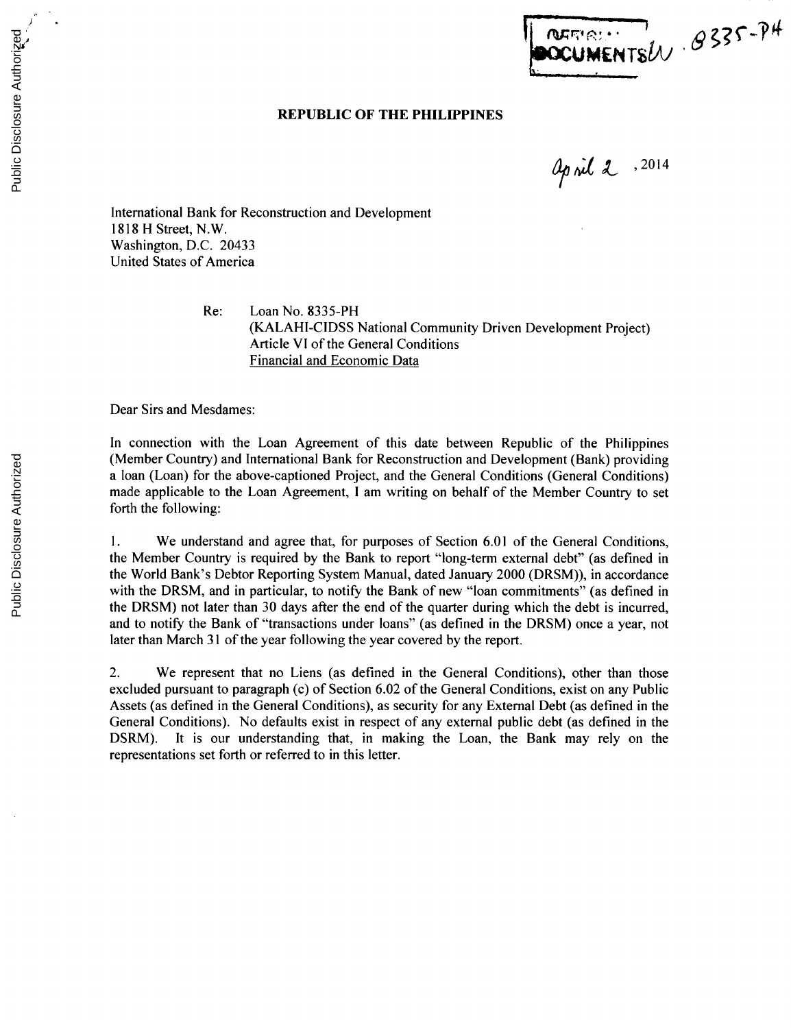OFFICIAL DOCUMENTS 8335-PH

**REPUBLIC OF THE PHILIPPINES**

April 2, 2014

International Bank for Reconstruction and Development
1818 H Street, N.W.
Washington, D.C. 20433
United States of America

Re: Loan No. 8335-PH
(KALAHI-CIDSS National Community Driven Development Project)
Article VI of the General Conditions
Financial and Economic Data

Dear Sirs and Mesdames:

In connection with the Loan Agreement of this date between Republic of the Philippines (Member Country) and International Bank for Reconstruction and Development (Bank) providing a loan (Loan) for the above-captioned Project, and the General Conditions (General Conditions) made applicable to the Loan Agreement, I am writing on behalf of the Member Country to set forth the following:

1. We understand and agree that, for purposes of Section 6.01 of the General Conditions, the Member Country is required by the Bank to report "long-term external debt" (as defined in the World Bank's Debtor Reporting System Manual, dated January 2000 (DRSM)), in accordance with the DRSM, and in particular, to notify the Bank of new "loan commitments" (as defined in the DRSM) not later than 30 days after the end of the quarter during which the debt is incurred, and to notify the Bank of "transactions under loans" (as defined in the DRSM) once a year, not later than March 31 of the year following the year covered by the report.

2. We represent that no Liens (as defined in the General Conditions), other than those excluded pursuant to paragraph (c) of Section 6.02 of the General Conditions, exist on any Public Assets (as defined in the General Conditions), as security for any External Debt (as defined in the General Conditions). No defaults exist in respect of any external public debt (as defined in the DSRM). It is our understanding that, in making the Loan, the Bank may rely on the representations set forth or referred to in this letter.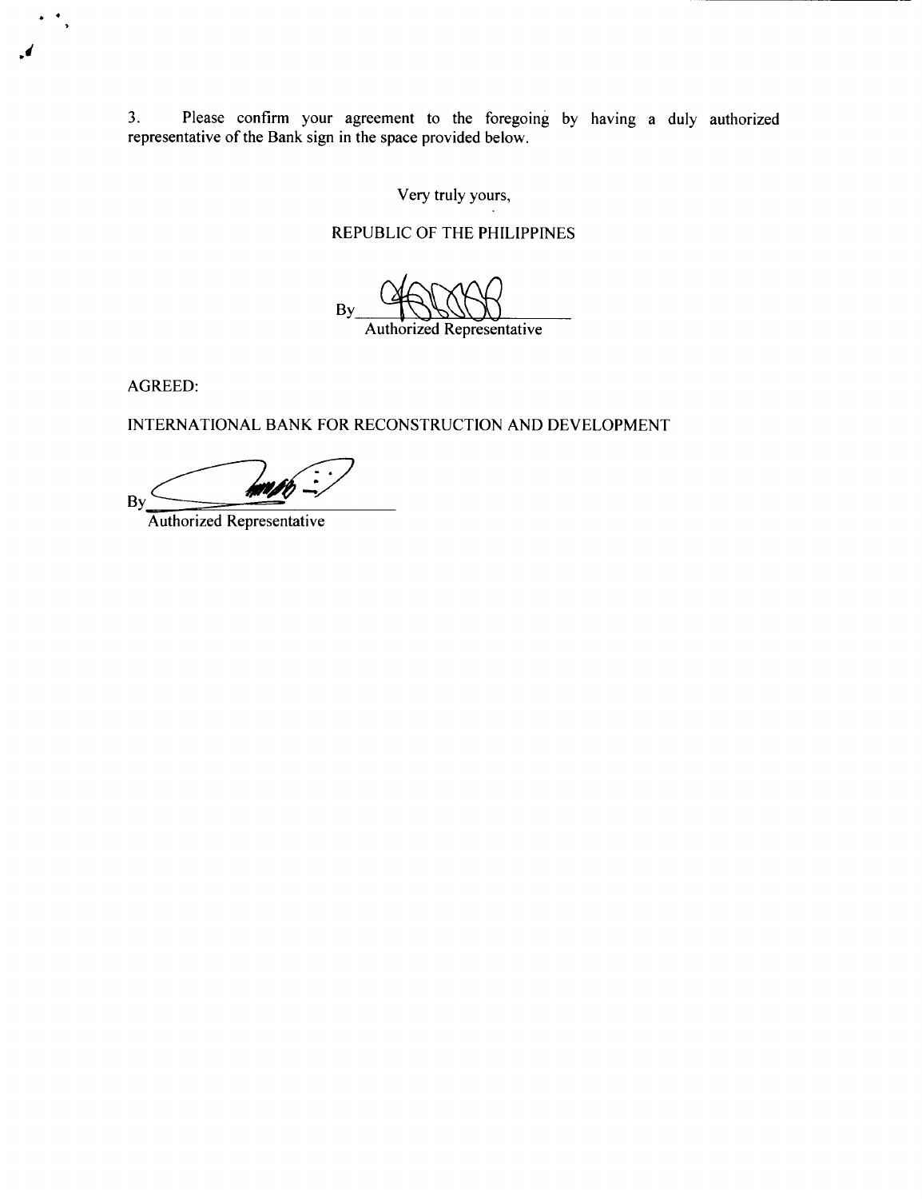3. Please confirm your agreement to the foregoing by having a duly authorized representative of the Bank sign in the space provided below.

Very truly yours,

REPUBLIC OF THE PHILIPPINES

By\_\_\_\_\_\_\_\_\_\_\_\_\_\_\_\_\_\_\_\_\_\_\_\_
Authorized Representative

AGREED:

INTERNATIONAL BANK FOR RECONSTRUCTION AND DEVELOPMENT

By\_\_\_\_\_\_\_\_\_\_\_\_\_\_\_\_\_\_\_\_\_\_\_\_
Authorized Representative